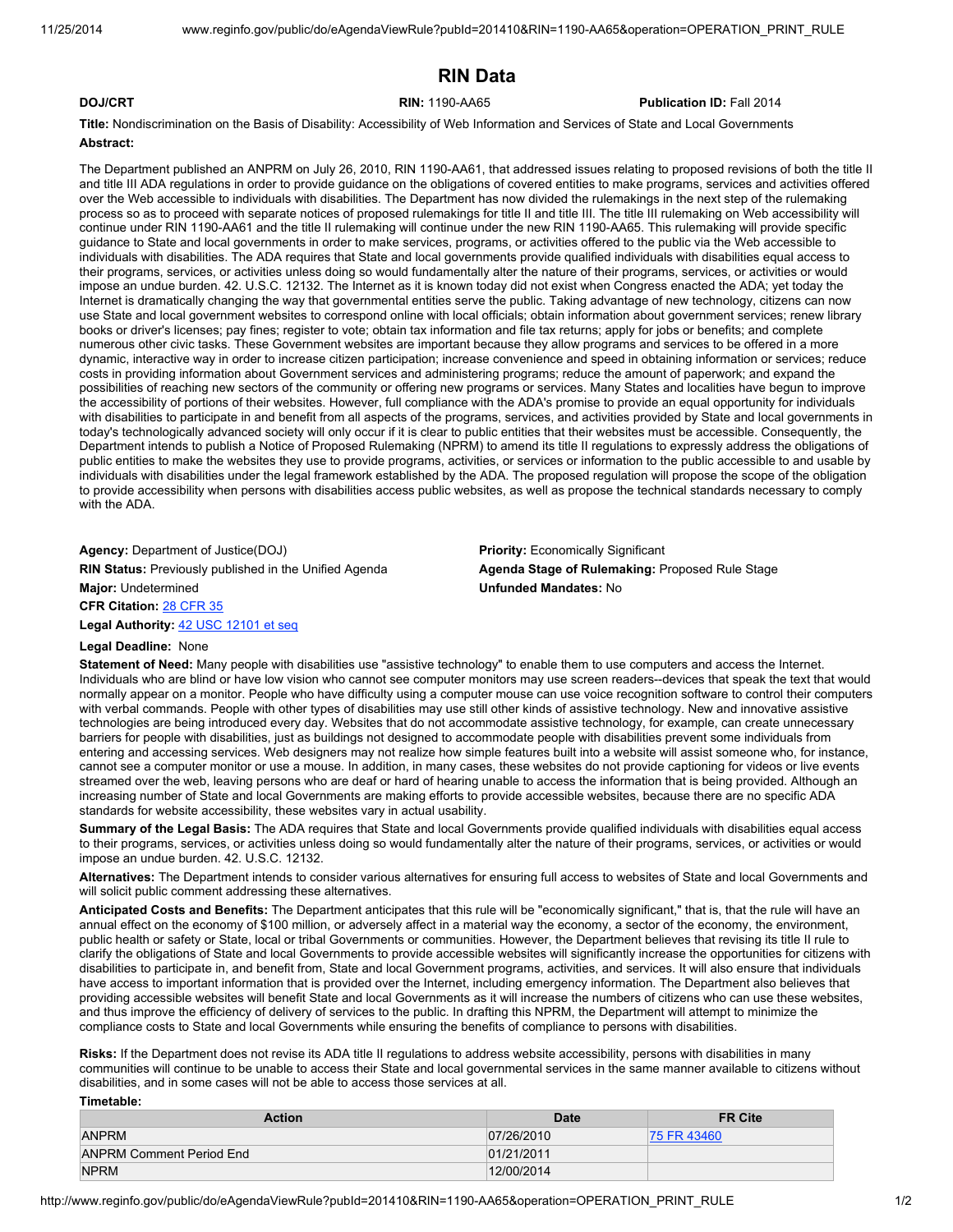# RIN Data

**DOJ/CRT** **RIN:** 1190-AA65 **Publication ID:** Fall 2014

**Title:** Nondiscrimination on the Basis of Disability: Accessibility of Web Information and Services of State and Local Governments

**Abstract:**

The Department published an ANPRM on July 26, 2010, RIN 1190-AA61, that addressed issues relating to proposed revisions of both the title II and title III ADA regulations in order to provide guidance on the obligations of covered entities to make programs, services and activities offered over the Web accessible to individuals with disabilities. The Department has now divided the rulemakings in the next step of the rulemaking process so as to proceed with separate notices of proposed rulemakings for title II and title III. The title III rulemaking on Web accessibility will continue under RIN 1190-AA61 and the title II rulemaking will continue under the new RIN 1190-AA65. This rulemaking will provide specific guidance to State and local governments in order to make services, programs, or activities offered to the public via the Web accessible to individuals with disabilities. The ADA requires that State and local governments provide qualified individuals with disabilities equal access to their programs, services, or activities unless doing so would fundamentally alter the nature of their programs, services, or activities or would impose an undue burden. 42. U.S.C. 12132. The Internet as it is known today did not exist when Congress enacted the ADA; yet today the Internet is dramatically changing the way that governmental entities serve the public. Taking advantage of new technology, citizens can now use State and local government websites to correspond online with local officials; obtain information about government services; renew library books or driver's licenses; pay fines; register to vote; obtain tax information and file tax returns; apply for jobs or benefits; and complete numerous other civic tasks. These Government websites are important because they allow programs and services to be offered in a more dynamic, interactive way in order to increase citizen participation; increase convenience and speed in obtaining information or services; reduce costs in providing information about Government services and administering programs; reduce the amount of paperwork; and expand the possibilities of reaching new sectors of the community or offering new programs or services. Many States and localities have begun to improve the accessibility of portions of their websites. However, full compliance with the ADA's promise to provide an equal opportunity for individuals with disabilities to participate in and benefit from all aspects of the programs, services, and activities provided by State and local governments in today's technologically advanced society will only occur if it is clear to public entities that their websites must be accessible. Consequently, the Department intends to publish a Notice of Proposed Rulemaking (NPRM) to amend its title II regulations to expressly address the obligations of public entities to make the websites they use to provide programs, activities, or services or information to the public accessible to and usable by individuals with disabilities under the legal framework established by the ADA. The proposed regulation will propose the scope of the obligation to provide accessibility when persons with disabilities access public websites, as well as propose the technical standards necessary to comply with the ADA.

**Agency:** Department of Justice(DOJ)

**Priority:** Economically Significant

**RIN Status:** Previously published in the Unified Agenda

**Agenda Stage of Rulemaking:** Proposed Rule Stage

**Major:** Undetermined

**Unfunded Mandates:** No

**CFR Citation:** 28 CFR 35

**Legal Authority:** 42 USC 12101 et seq

**Legal Deadline:** None

**Statement of Need:** Many people with disabilities use "assistive technology" to enable them to use computers and access the Internet. Individuals who are blind or have low vision who cannot see computer monitors may use screen readers--devices that speak the text that would normally appear on a monitor. People who have difficulty using a computer mouse can use voice recognition software to control their computers with verbal commands. People with other types of disabilities may use still other kinds of assistive technology. New and innovative assistive technologies are being introduced every day. Websites that do not accommodate assistive technology, for example, can create unnecessary barriers for people with disabilities, just as buildings not designed to accommodate people with disabilities prevent some individuals from entering and accessing services. Web designers may not realize how simple features built into a website will assist someone who, for instance, cannot see a computer monitor or use a mouse. In addition, in many cases, these websites do not provide captioning for videos or live events streamed over the web, leaving persons who are deaf or hard of hearing unable to access the information that is being provided. Although an increasing number of State and local Governments are making efforts to provide accessible websites, because there are no specific ADA standards for website accessibility, these websites vary in actual usability.

**Summary of the Legal Basis:** The ADA requires that State and local Governments provide qualified individuals with disabilities equal access to their programs, services, or activities unless doing so would fundamentally alter the nature of their programs, services, or activities or would impose an undue burden. 42. U.S.C. 12132.

**Alternatives:** The Department intends to consider various alternatives for ensuring full access to websites of State and local Governments and will solicit public comment addressing these alternatives.

**Anticipated Costs and Benefits:** The Department anticipates that this rule will be "economically significant," that is, that the rule will have an annual effect on the economy of $100 million, or adversely affect in a material way the economy, a sector of the economy, the environment, public health or safety or State, local or tribal Governments or communities. However, the Department believes that revising its title II rule to clarify the obligations of State and local Governments to provide accessible websites will significantly increase the opportunities for citizens with disabilities to participate in, and benefit from, State and local Government programs, activities, and services. It will also ensure that individuals have access to important information that is provided over the Internet, including emergency information. The Department also believes that providing accessible websites will benefit State and local Governments as it will increase the numbers of citizens who can use these websites, and thus improve the efficiency of delivery of services to the public. In drafting this NPRM, the Department will attempt to minimize the compliance costs to State and local Governments while ensuring the benefits of compliance to persons with disabilities.

**Risks:** If the Department does not revise its ADA title II regulations to address website accessibility, persons with disabilities in many communities will continue to be unable to access their State and local governmental services in the same manner available to citizens without disabilities, and in some cases will not be able to access those services at all.

**Timetable:**

| Action | Date | FR Cite |
|---|---|---|
| ANPRM | 07/26/2010 | 75 FR 43460 |
| ANPRM Comment Period End | 01/21/2011 | |
| NPRM | 12/00/2014 | |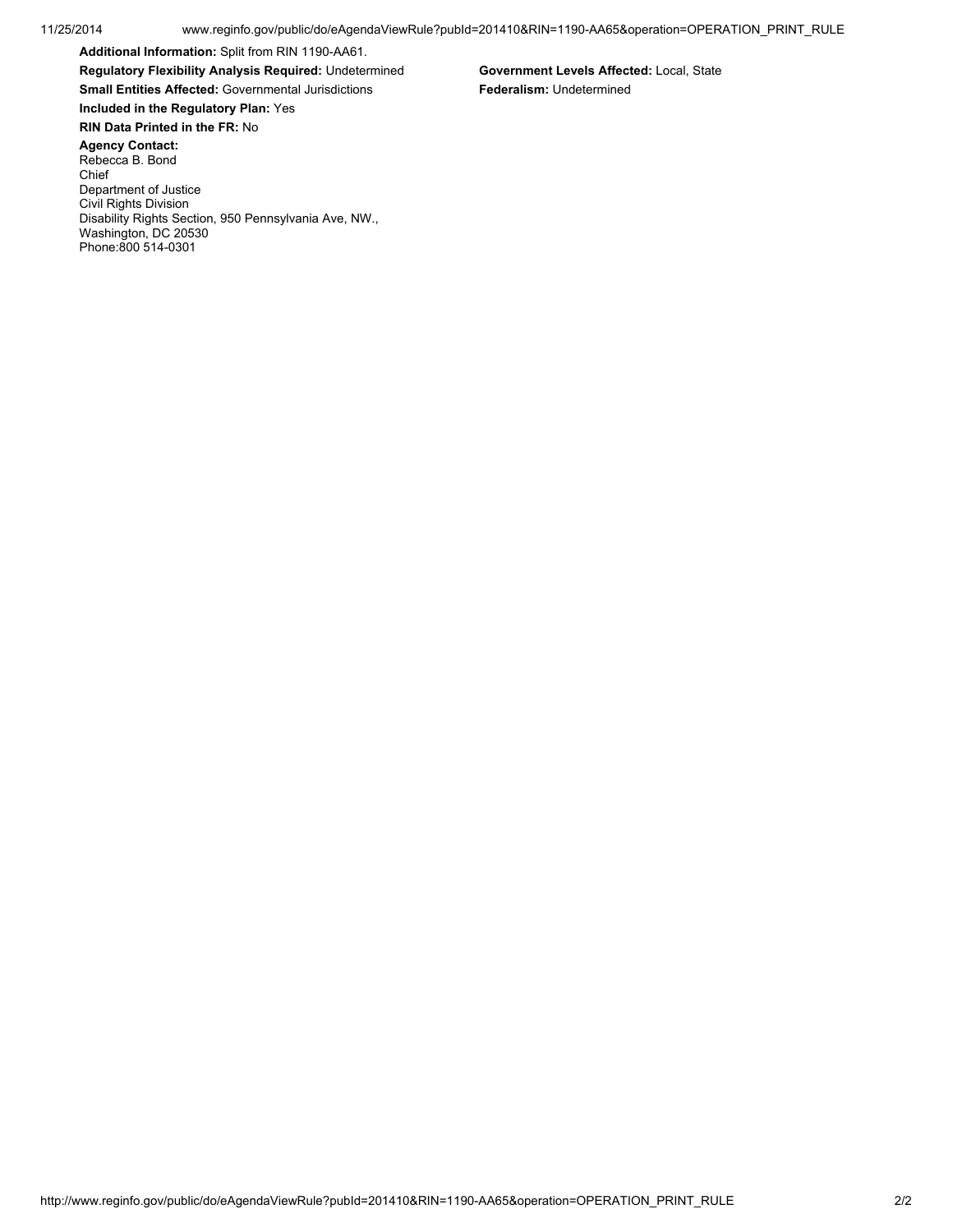**Additional Information:** Split from RIN 1190-AA61.

**Regulatory Flexibility Analysis Required:** Undetermined

**Government Levels Affected:** Local, State

**Small Entities Affected:** Governmental Jurisdictions

**Federalism:** Undetermined

**Included in the Regulatory Plan:** Yes

**RIN Data Printed in the FR:** No

**Agency Contact:**
Rebecca B. Bond
Chief
Department of Justice
Civil Rights Division
Disability Rights Section, 950 Pennsylvania Ave, NW.,
Washington, DC 20530
Phone:800 514-0301